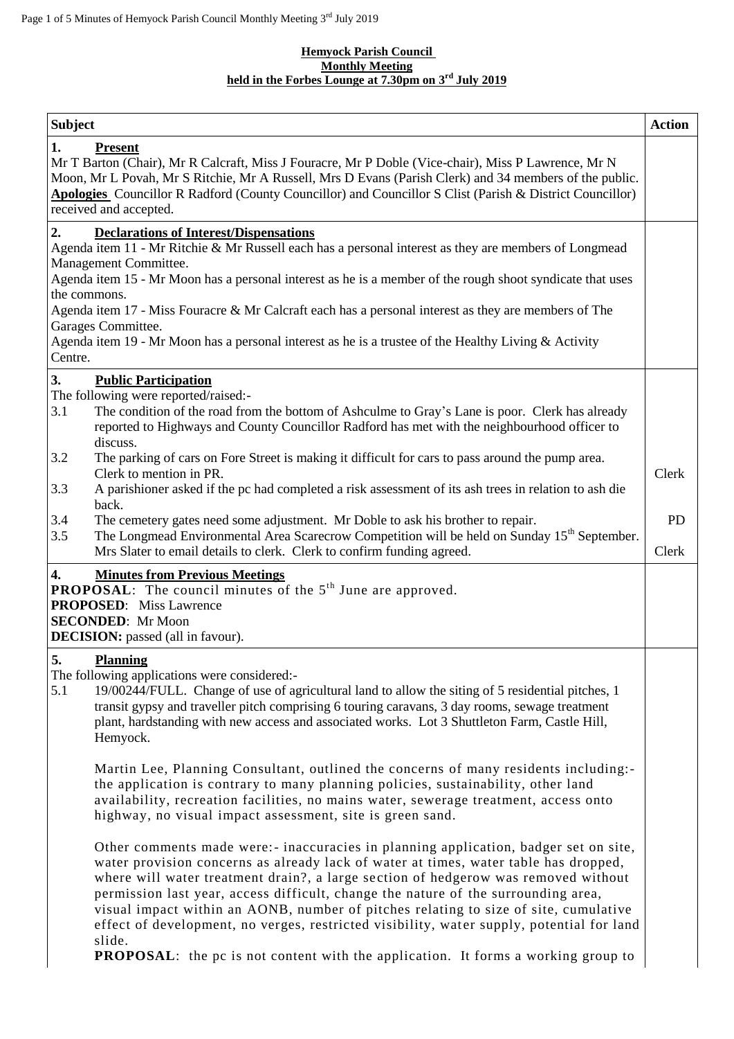**Hemyock Parish Council**
**Monthly Meeting**
**held in the Forbes Lounge at 7.30pm on 3rd July 2019**

| Subject | Action |
|---|---|
| **1. Present**<br>Mr T Barton (Chair), Mr R Calcraft, Miss J Fouracre, Mr P Doble (Vice-chair), Miss P Lawrence, Mr N Moon, Mr L Povah, Mr S Ritchie, Mr A Russell, Mrs D Evans (Parish Clerk) and 34 members of the public.<br>**Apologies** Councillor R Radford (County Councillor) and Councillor S Clist (Parish & District Councillor) received and accepted. | |
| **2. Declarations of Interest/Dispensations**<br>Agenda item 11 - Mr Ritchie & Mr Russell each has a personal interest as they are members of Longmead Management Committee.<br>Agenda item 15 - Mr Moon has a personal interest as he is a member of the rough shoot syndicate that uses the commons.<br>Agenda item 17 - Miss Fouracre & Mr Calcraft each has a personal interest as they are members of The Garages Committee.<br>Agenda item 19 - Mr Moon has a personal interest as he is a trustee of the Healthy Living & Activity Centre. | |
| **3. Public Participation**<br>The following were reported/raised:-<br>3.1 The condition of the road from the bottom of Ashculme to Gray's Lane is poor. Clerk has already reported to Highways and County Councillor Radford has met with the neighbourhood officer to discuss.<br>3.2 The parking of cars on Fore Street is making it difficult for cars to pass around the pump area. Clerk to mention in PR.<br>3.3 A parishioner asked if the pc had completed a risk assessment of its ash trees in relation to ash die back.<br>3.4 The cemetery gates need some adjustment. Mr Doble to ask his brother to repair.<br>3.5 The Longmead Environmental Area Scarecrow Competition will be held on Sunday 15th September. Mrs Slater to email details to clerk. Clerk to confirm funding agreed. | Clerk<br><br>PD<br><br>Clerk |
| **4. Minutes from Previous Meetings**<br>**PROPOSAL**: The council minutes of the 5th June are approved.<br>**PROPOSED**: Miss Lawrence<br>**SECONDED**: Mr Moon<br>**DECISION:** passed (all in favour). | |
| **5. Planning**<br>The following applications were considered:-<br>5.1 19/00244/FULL. Change of use of agricultural land to allow the siting of 5 residential pitches, 1 transit gypsy and traveller pitch comprising 6 touring caravans, 3 day rooms, sewage treatment plant, hardstanding with new access and associated works. Lot 3 Shuttleton Farm, Castle Hill, Hemyock.<br><br>Martin Lee, Planning Consultant, outlined the concerns of many residents including:- the application is contrary to many planning policies, sustainability, other land availability, recreation facilities, no mains water, sewerage treatment, access onto highway, no visual impact assessment, site is green sand.<br><br>Other comments made were:- inaccuracies in planning application, badger set on site, water provision concerns as already lack of water at times, water table has dropped, where will water treatment drain?, a large section of hedgerow was removed without permission last year, access difficult, change the nature of the surrounding area, visual impact within an AONB, number of pitches relating to size of site, cumulative effect of development, no verges, restricted visibility, water supply, potential for land slide.<br>**PROPOSAL**: the pc is not content with the application. It forms a working group to | |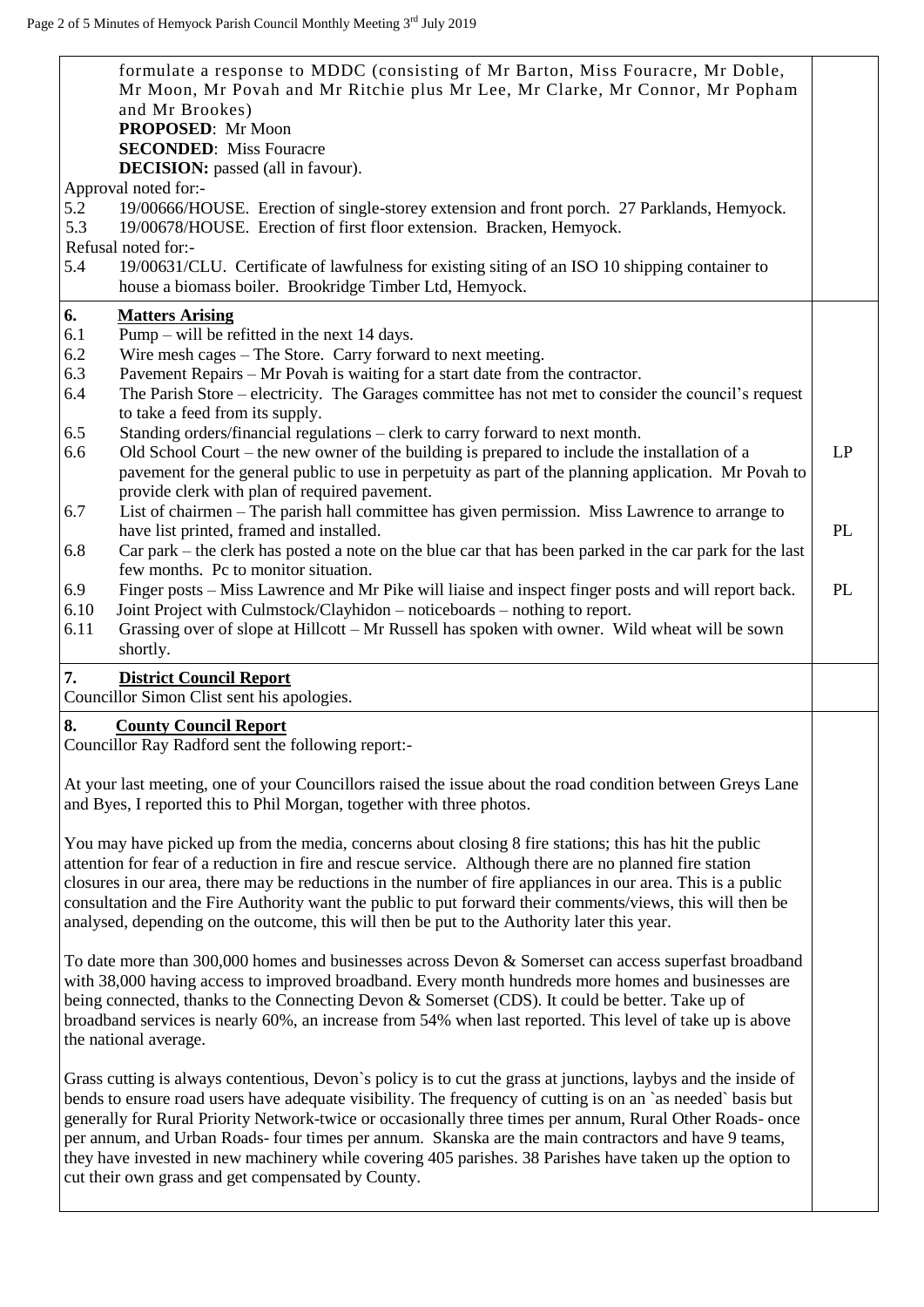formulate a response to MDDC (consisting of Mr Barton, Miss Fouracre, Mr Doble, Mr Moon, Mr Povah and Mr Ritchie plus Mr Lee, Mr Clarke, Mr Connor, Mr Popham and Mr Brookes)

**PROPOSED**: Mr Moon
**SECONDED**: Miss Fouracre
**DECISION:** passed (all in favour).

Approval noted for:-

5.2 19/00666/HOUSE. Erection of single-storey extension and front porch. 27 Parklands, Hemyock.
5.3 19/00678/HOUSE. Erection of first floor extension. Bracken, Hemyock.

Refusal noted for:-

5.4 19/00631/CLU. Certificate of lawfulness for existing siting of an ISO 10 shipping container to house a biomass boiler. Brookridge Timber Ltd, Hemyock.

## 6. Matters Arising

6.1 Pump – will be refitted in the next 14 days.
6.2 Wire mesh cages – The Store. Carry forward to next meeting.
6.3 Pavement Repairs – Mr Povah is waiting for a start date from the contractor.
6.4 The Parish Store – electricity. The Garages committee has not met to consider the council's request to take a feed from its supply.
6.5 Standing orders/financial regulations – clerk to carry forward to next month.
6.6 Old School Court – the new owner of the building is prepared to include the installation of a pavement for the general public to use in perpetuity as part of the planning application. Mr Povah to provide clerk with plan of required pavement. **LP**
6.7 List of chairmen – The parish hall committee has given permission. Miss Lawrence to arrange to have list printed, framed and installed. **PL**
6.8 Car park – the clerk has posted a note on the blue car that has been parked in the car park for the last few months. Pc to monitor situation.
6.9 Finger posts – Miss Lawrence and Mr Pike will liaise and inspect finger posts and will report back. **PL**
6.10 Joint Project with Culmstock/Clayhidon – noticeboards – nothing to report.
6.11 Grassing over of slope at Hillcott – Mr Russell has spoken with owner. Wild wheat will be sown shortly.

## 7. District Council Report

Councillor Simon Clist sent his apologies.

## 8. County Council Report

Councillor Ray Radford sent the following report:-

At your last meeting, one of your Councillors raised the issue about the road condition between Greys Lane and Byes, I reported this to Phil Morgan, together with three photos.

You may have picked up from the media, concerns about closing 8 fire stations; this has hit the public attention for fear of a reduction in fire and rescue service. Although there are no planned fire station closures in our area, there may be reductions in the number of fire appliances in our area. This is a public consultation and the Fire Authority want the public to put forward their comments/views, this will then be analysed, depending on the outcome, this will then be put to the Authority later this year.

To date more than 300,000 homes and businesses across Devon & Somerset can access superfast broadband with 38,000 having access to improved broadband. Every month hundreds more homes and businesses are being connected, thanks to the Connecting Devon & Somerset (CDS). It could be better. Take up of broadband services is nearly 60%, an increase from 54% when last reported. This level of take up is above the national average.

Grass cutting is always contentious, Devon`s policy is to cut the grass at junctions, laybys and the inside of bends to ensure road users have adequate visibility. The frequency of cutting is on an `as needed` basis but generally for Rural Priority Network-twice or occasionally three times per annum, Rural Other Roads- once per annum, and Urban Roads- four times per annum. Skanska are the main contractors and have 9 teams, they have invested in new machinery while covering 405 parishes. 38 Parishes have taken up the option to cut their own grass and get compensated by County.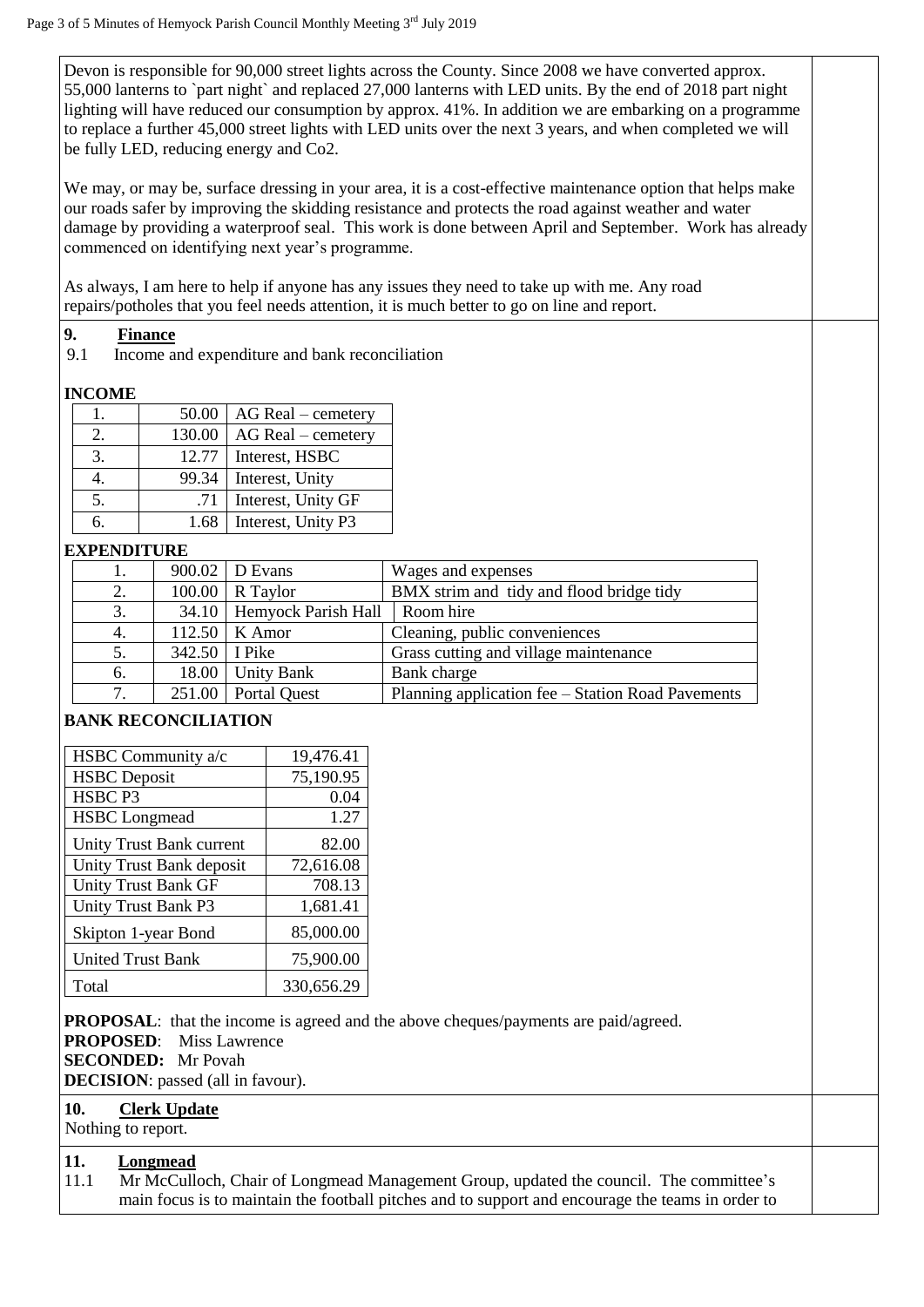Devon is responsible for 90,000 street lights across the County. Since 2008 we have converted approx. 55,000 lanterns to `part night` and replaced 27,000 lanterns with LED units. By the end of 2018 part night lighting will have reduced our consumption by approx. 41%. In addition we are embarking on a programme to replace a further 45,000 street lights with LED units over the next 3 years, and when completed we will be fully LED, reducing energy and Co2.

We may, or may be, surface dressing in your area, it is a cost-effective maintenance option that helps make our roads safer by improving the skidding resistance and protects the road against weather and water damage by providing a waterproof seal. This work is done between April and September. Work has already commenced on identifying next year's programme.

As always, I am here to help if anyone has any issues they need to take up with me. Any road repairs/potholes that you feel needs attention, it is much better to go on line and report.

## 9. Finance

9.1 Income and expenditure and bank reconciliation

**INCOME**

| | | |
|---|---|---|
| 1. | 50.00 | AG Real – cemetery |
| 2. | 130.00 | AG Real – cemetery |
| 3. | 12.77 | Interest, HSBC |
| 4. | 99.34 | Interest, Unity |
| 5. | .71 | Interest, Unity GF |
| 6. | 1.68 | Interest, Unity P3 |

**EXPENDITURE**

| | | | |
|---|---|---|---|
| 1. | 900.02 | D Evans | Wages and expenses |
| 2. | 100.00 | R Taylor | BMX strim and tidy and flood bridge tidy |
| 3. | 34.10 | Hemyock Parish Hall | Room hire |
| 4. | 112.50 | K Amor | Cleaning, public conveniences |
| 5. | 342.50 | I Pike | Grass cutting and village maintenance |
| 6. | 18.00 | Unity Bank | Bank charge |
| 7. | 251.00 | Portal Quest | Planning application fee – Station Road Pavements |

**BANK RECONCILIATION**

| | |
|---|---|
| HSBC Community a/c | 19,476.41 |
| HSBC Deposit | 75,190.95 |
| HSBC P3 | 0.04 |
| HSBC Longmead | 1.27 |
| Unity Trust Bank current | 82.00 |
| Unity Trust Bank deposit | 72,616.08 |
| Unity Trust Bank GF | 708.13 |
| Unity Trust Bank P3 | 1,681.41 |
| Skipton 1-year Bond | 85,000.00 |
| United Trust Bank | 75,900.00 |
| Total | 330,656.29 |

**PROPOSAL**: that the income is agreed and the above cheques/payments are paid/agreed.
**PROPOSED**: Miss Lawrence
**SECONDED:** Mr Povah
**DECISION**: passed (all in favour).

## 10. Clerk Update

Nothing to report.

## 11. Longmead

11.1 Mr McCulloch, Chair of Longmead Management Group, updated the council. The committee's main focus is to maintain the football pitches and to support and encourage the teams in order to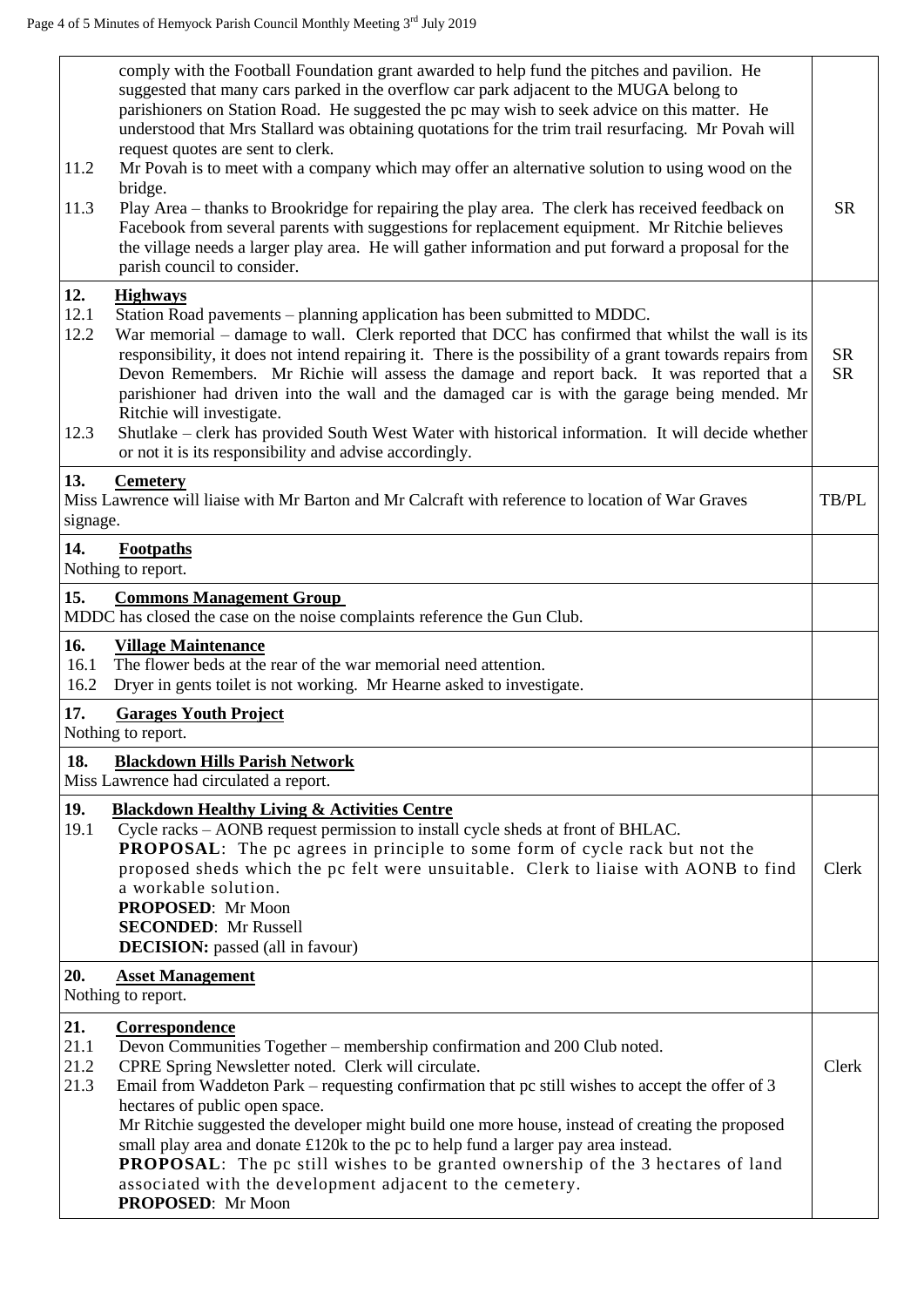| | |
|---|---|
| comply with the Football Foundation grant awarded to help fund the pitches and pavilion. He suggested that many cars parked in the overflow car park adjacent to the MUGA belong to parishioners on Station Road. He suggested the pc may wish to seek advice on this matter. He understood that Mrs Stallard was obtaining quotations for the trim trail resurfacing. Mr Povah will request quotes are sent to clerk.<br>11.2 Mr Povah is to meet with a company which may offer an alternative solution to using wood on the bridge.<br>11.3 Play Area – thanks to Brookridge for repairing the play area. The clerk has received feedback on Facebook from several parents with suggestions for replacement equipment. Mr Ritchie believes the village needs a larger play area. He will gather information and put forward a proposal for the parish council to consider. | SR |
| **12. Highways**<br>12.1 Station Road pavements – planning application has been submitted to MDDC.<br>12.2 War memorial – damage to wall. Clerk reported that DCC has confirmed that whilst the wall is its responsibility, it does not intend repairing it. There is the possibility of a grant towards repairs from Devon Remembers. Mr Richie will assess the damage and report back. It was reported that a parishioner had driven into the wall and the damaged car is with the garage being mended. Mr Ritchie will investigate.<br>12.3 Shutlake – clerk has provided South West Water with historical information. It will decide whether or not it is its responsibility and advise accordingly. | SR<br>SR |
| **13. Cemetery**<br>Miss Lawrence will liaise with Mr Barton and Mr Calcraft with reference to location of War Graves signage. | TB/PL |
| **14. Footpaths**<br>Nothing to report. | |
| **15. Commons Management Group**<br>MDDC has closed the case on the noise complaints reference the Gun Club. | |
| **16. Village Maintenance**<br>16.1 The flower beds at the rear of the war memorial need attention.<br>16.2 Dryer in gents toilet is not working. Mr Hearne asked to investigate. | |
| **17. Garages Youth Project**<br>Nothing to report. | |
| **18. Blackdown Hills Parish Network**<br>Miss Lawrence had circulated a report. | |
| **19. Blackdown Healthy Living & Activities Centre**<br>19.1 Cycle racks – AONB request permission to install cycle sheds at front of BHLAC.<br>**PROPOSAL**: The pc agrees in principle to some form of cycle rack but not the proposed sheds which the pc felt were unsuitable. Clerk to liaise with AONB to find a workable solution.<br>**PROPOSED**: Mr Moon<br>**SECONDED**: Mr Russell<br>**DECISION:** passed (all in favour) | Clerk |
| **20. Asset Management**<br>Nothing to report. | |
| **21. Correspondence**<br>21.1 Devon Communities Together – membership confirmation and 200 Club noted.<br>21.2 CPRE Spring Newsletter noted. Clerk will circulate.<br>21.3 Email from Waddeton Park – requesting confirmation that pc still wishes to accept the offer of 3 hectares of public open space.<br>Mr Ritchie suggested the developer might build one more house, instead of creating the proposed small play area and donate £120k to the pc to help fund a larger pay area instead.<br>**PROPOSAL**: The pc still wishes to be granted ownership of the 3 hectares of land associated with the development adjacent to the cemetery.<br>**PROPOSED**: Mr Moon | Clerk |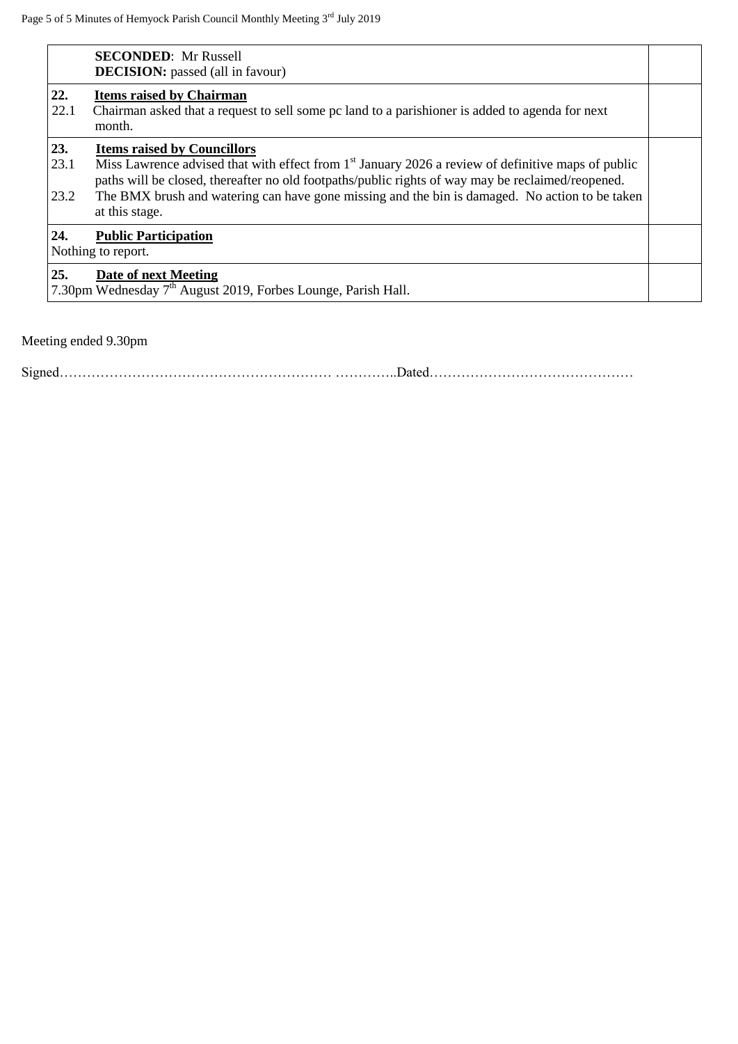| | |
|---|---|
| **SECONDED**: Mr Russell<br>**DECISION:** passed (all in favour) | |
| **22. Items raised by Chairman**<br>22.1 Chairman asked that a request to sell some pc land to a parishioner is added to agenda for next month. | |
| **23. Items raised by Councillors**<br>23.1 Miss Lawrence advised that with effect from 1st January 2026 a review of definitive maps of public paths will be closed, thereafter no old footpaths/public rights of way may be reclaimed/reopened.<br>23.2 The BMX brush and watering can have gone missing and the bin is damaged. No action to be taken at this stage. | |
| **24. Public Participation**<br>Nothing to report. | |
| **25. Date of next Meeting**<br>7.30pm Wednesday 7th August 2019, Forbes Lounge, Parish Hall. | |

Meeting ended 9.30pm

Signed…………………………………………………… …………..Dated………………………………………